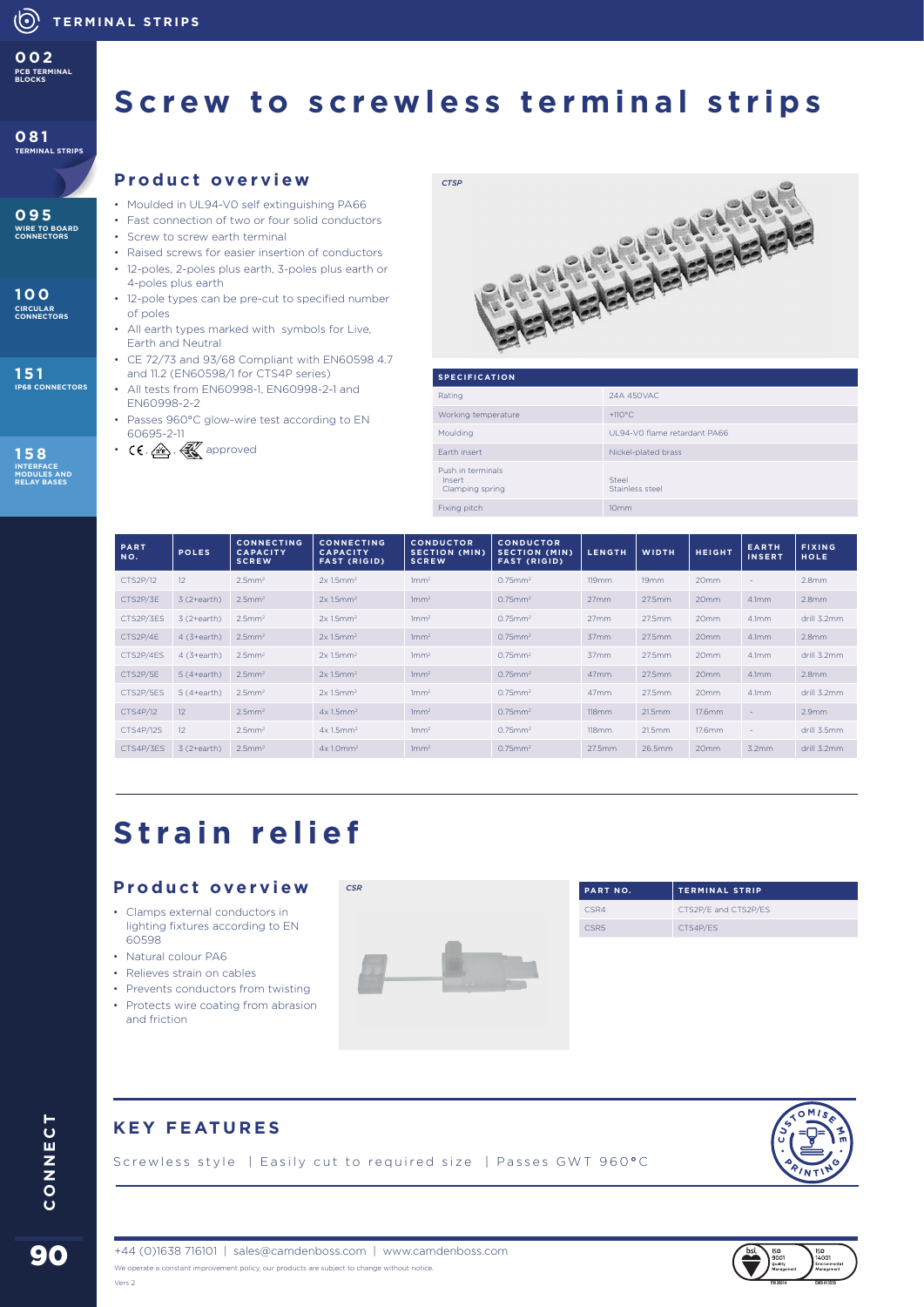# Screw to screwless terminal strips

## Product overview

- Moulded in UL94-V0 self extinguishing PA66
- Fast connection of two or four solid conductors
- Screw to screw earth terminal
- Raised screws for easier insertion of conductors
- 12-poles, 2-poles plus earth, 3-poles plus earth or 4-poles plus earth
- 12-pole types can be pre-cut to specified number of poles
- All earth types marked with symbols for Live, Earth and Neutral
- CE 72/73 and 93/68 Compliant with EN60598 4.7 and 11.2 (EN60598/1 for CTS4P series)
- All tests from EN60998-1, EN60998-2-1 and EN60998-2-2
- Passes 960°C glow-wire test according to EN 60695-2-11
- CE, , approved

CTSP

| SPECIFICATION | |
|---|---|
| Rating | 24A 450VAC |
| Working temperature | +110°C |
| Moulding | UL94-V0 flame retardant PA66 |
| Earth insert | Nickel-plated brass |
| Push in terminals Insert Clamping spring | Steel Stainless steel |
| Fixing pitch | 10mm |

| PART NO. | POLES | CONNECTING CAPACITY SCREW | CONNECTING CAPACITY FAST (RIGID) | CONDUCTOR SECTION (MIN) SCREW | CONDUCTOR SECTION (MIN) FAST (RIGID) | LENGTH | WIDTH | HEIGHT | EARTH INSERT | FIXING HOLE |
|---|---|---|---|---|---|---|---|---|---|---|
| CTS2P/12 | 12 | 2.5mm² | 2x 1.5mm² | 1mm² | 0.75mm² | 119mm | 19mm | 20mm | - | 2.8mm |
| CTS2P/3E | 3 (2+earth) | 2.5mm² | 2x 1.5mm² | 1mm² | 0.75mm² | 27mm | 27.5mm | 20mm | 4.1mm | 2.8mm |
| CTS2P/3ES | 3 (2+earth) | 2.5mm² | 2x 1.5mm² | 1mm² | 0.75mm² | 27mm | 27.5mm | 20mm | 4.1mm | drill 3.2mm |
| CTS2P/4E | 4 (3+earth) | 2.5mm² | 2x 1.5mm² | 1mm² | 0.75mm² | 37mm | 27.5mm | 20mm | 4.1mm | 2.8mm |
| CTS2P/4ES | 4 (3+earth) | 2.5mm² | 2x 1.5mm² | 1mm² | 0.75mm² | 37mm | 27.5mm | 20mm | 4.1mm | drill 3.2mm |
| CTS2P/5E | 5 (4+earth) | 2.5mm² | 2x 1.5mm² | 1mm² | 0.75mm² | 47mm | 27.5mm | 20mm | 4.1mm | 2.8mm |
| CTS2P/5ES | 5 (4+earth) | 2.5mm² | 2x 1.5mm² | 1mm² | 0.75mm² | 47mm | 27.5mm | 20mm | 4.1mm | drill 3.2mm |
| CTS4P/12 | 12 | 2.5mm² | 4x 1.5mm² | 1mm² | 0.75mm² | 118mm | 21.5mm | 17.6mm | - | 2.9mm |
| CTS4P/12S | 12 | 2.5mm² | 4x 1.5mm² | 1mm² | 0.75mm² | 118mm | 21.5mm | 17.6mm | - | drill 3.5mm |
| CTS4P/3ES | 3 (2+earth) | 2.5mm² | 4x 1.0mm² | 1mm² | 0.75mm² | 27.5mm | 26.5mm | 20mm | 3.2mm | drill 3.2mm |

# Strain relief

## Product overview

- Clamps external conductors in lighting fixtures according to EN 60598
- Natural colour PA6
- Relieves strain on cables
- Prevents conductors from twisting
- Protects wire coating from abrasion and friction

CSR

| PART NO. | TERMINAL STRIP |
|---|---|
| CSR4 | CTS2P/E and CTS2P/ES |
| CSR5 | CTS4P/ES |

## KEY FEATURES

Screwless style | Easily cut to required size | Passes GWT 960°C

+44 (0)1638 716101 | sales@camdenboss.com | www.camdenboss.com

We operate a constant improvement policy, our products are subject to change without notice.

Vers 2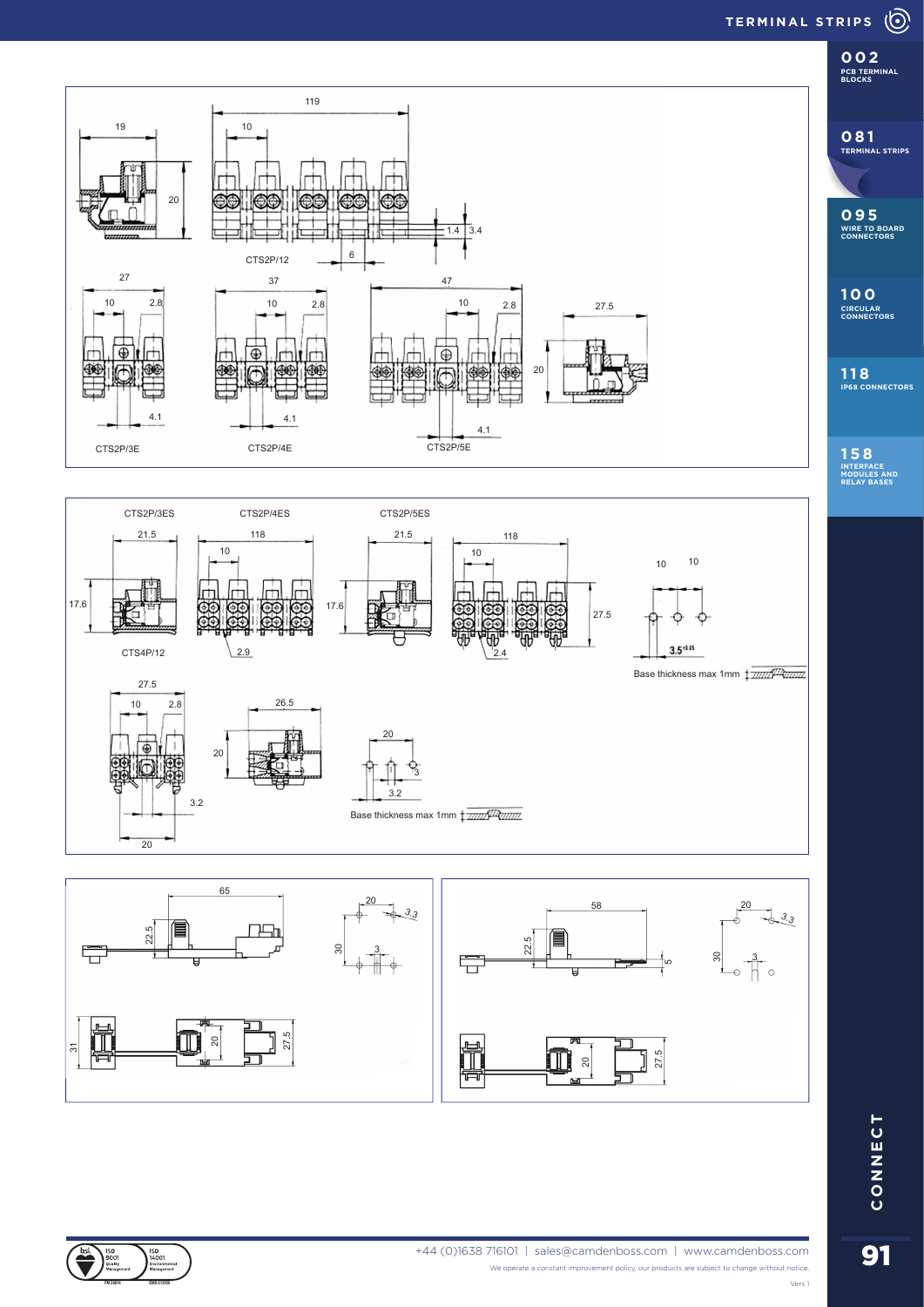CTS2P/12

CTS2P/3E

CTS2P/4E

CTS2P/5E

119

19

10

20

1.4

3.4

6

27

10

2.8

4.1

37

10

2.8

4.1

47

10

2.8

4.1

27.5

20

CTS2P/3ES

CTS2P/4ES

CTS2P/5ES

21.5

118

10

17.6

CTS4P/12

2.9

21.5

118

10

17.6

27.5

2.4

10

10

$3.5^{\pm 0.05}$

Base thickness max 1mm

27.5

10

2.8

26.5

20

3.2

20

20

3

3.2

Base thickness max 1mm

65

22.5

20

3.3

30

3

31

20

27.5

58

22.5

5

20

3.3

30

3

20

27.5

+44 (0)1638 716101 | sales@camdenboss.com | www.camdenboss.com

We operate a constant improvement policy, our products are subject to change without notice.

Vers 1